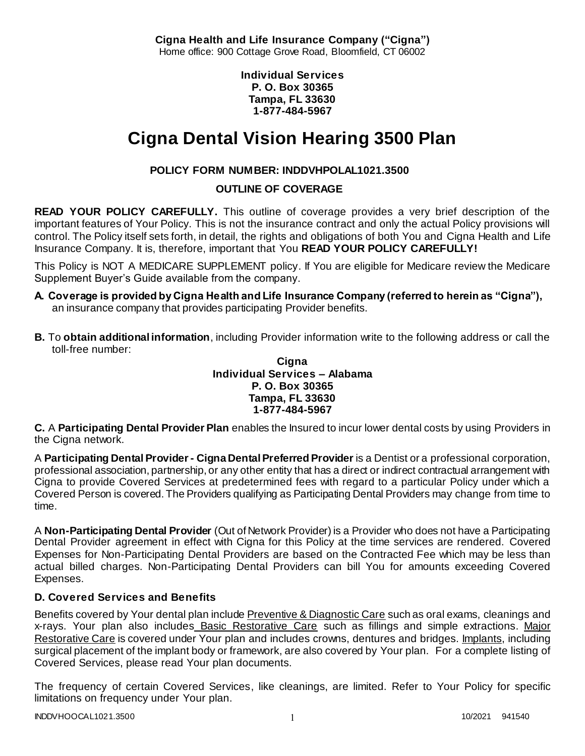**Cigna Health and Life Insurance Company ("Cigna")**
Home office: 900 Cottage Grove Road, Bloomfield, CT 06002

**Individual Services**
**P. O. Box 30365**
**Tampa, FL 33630**
**1-877-484-5967**

# Cigna Dental Vision Hearing 3500 Plan

**POLICY FORM NUMBER: INDDVHPOLAL1021.3500**

**OUTLINE OF COVERAGE**

**READ YOUR POLICY CAREFULLY.** This outline of coverage provides a very brief description of the important features of Your Policy. This is not the insurance contract and only the actual Policy provisions will control. The Policy itself sets forth, in detail, the rights and obligations of both You and Cigna Health and Life Insurance Company. It is, therefore, important that You **READ YOUR POLICY CAREFULLY!**

This Policy is NOT A MEDICARE SUPPLEMENT policy. If You are eligible for Medicare review the Medicare Supplement Buyer's Guide available from the company.

**A. Coverage is provided by Cigna Health and Life Insurance Company (referred to herein as "Cigna"),** an insurance company that provides participating Provider benefits.

**B.** To **obtain additional information**, including Provider information write to the following address or call the toll-free number:

**Cigna**
**Individual Services – Alabama**
**P. O. Box 30365**
**Tampa, FL 33630**
**1-877-484-5967**

**C.** A **Participating Dental Provider Plan** enables the Insured to incur lower dental costs by using Providers in the Cigna network.

A **Participating Dental Provider - Cigna Dental Preferred Provider** is a Dentist or a professional corporation, professional association, partnership, or any other entity that has a direct or indirect contractual arrangement with Cigna to provide Covered Services at predetermined fees with regard to a particular Policy under which a Covered Person is covered. The Providers qualifying as Participating Dental Providers may change from time to time.

A **Non-Participating Dental Provider** (Out of Network Provider) is a Provider who does not have a Participating Dental Provider agreement in effect with Cigna for this Policy at the time services are rendered. Covered Expenses for Non-Participating Dental Providers are based on the Contracted Fee which may be less than actual billed charges. Non-Participating Dental Providers can bill You for amounts exceeding Covered Expenses.

### D. Covered Services and Benefits

Benefits covered by Your dental plan include Preventive & Diagnostic Care such as oral exams, cleanings and x-rays. Your plan also includes Basic Restorative Care such as fillings and simple extractions. Major Restorative Care is covered under Your plan and includes crowns, dentures and bridges. Implants, including surgical placement of the implant body or framework, are also covered by Your plan. For a complete listing of Covered Services, please read Your plan documents.

The frequency of certain Covered Services, like cleanings, are limited. Refer to Your Policy for specific limitations on frequency under Your plan.

INDDVHOOCAL1021.3500 10/2021 941540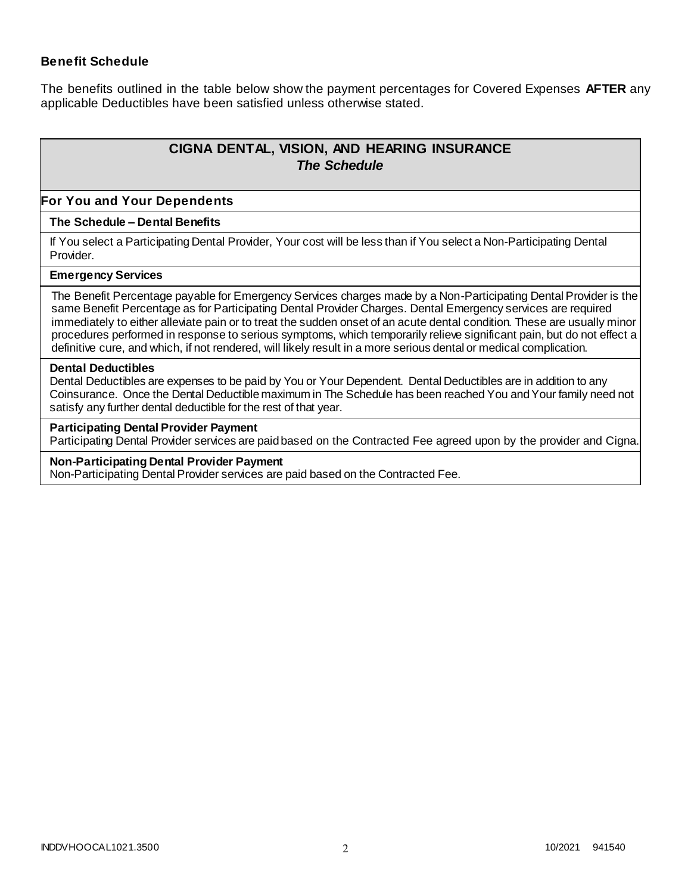### Benefit Schedule

The benefits outlined in the table below show the payment percentages for Covered Expenses **AFTER** any applicable Deductibles have been satisfied unless otherwise stated.

## CIGNA DENTAL, VISION, AND HEARING INSURANCE
### *The Schedule*

### For You and Your Dependents

**The Schedule – Dental Benefits**

If You select a Participating Dental Provider, Your cost will be less than if You select a Non-Participating Dental Provider.

**Emergency Services**

The Benefit Percentage payable for Emergency Services charges made by a Non-Participating Dental Provider is the same Benefit Percentage as for Participating Dental Provider Charges. Dental Emergency services are required immediately to either alleviate pain or to treat the sudden onset of an acute dental condition. These are usually minor procedures performed in response to serious symptoms, which temporarily relieve significant pain, but do not effect a definitive cure, and which, if not rendered, will likely result in a more serious dental or medical complication.

**Dental Deductibles**

Dental Deductibles are expenses to be paid by You or Your Dependent. Dental Deductibles are in addition to any Coinsurance. Once the Dental Deductible maximum in The Schedule has been reached You and Your family need not satisfy any further dental deductible for the rest of that year.

**Participating Dental Provider Payment**

Participating Dental Provider services are paid based on the Contracted Fee agreed upon by the provider and Cigna.

**Non-Participating Dental Provider Payment**

Non-Participating Dental Provider services are paid based on the Contracted Fee.

INDDVHOOCAL1021.3500 10/2021 941540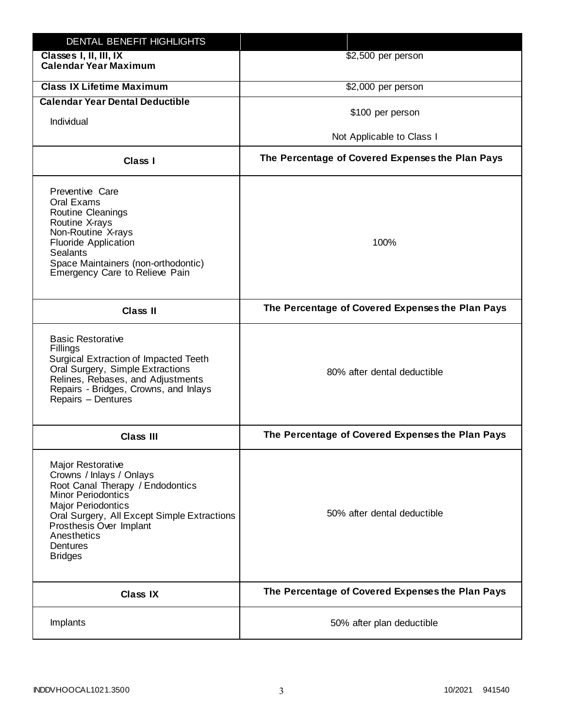| DENTAL BENEFIT HIGHLIGHTS | |
|---|---|
| **Classes I, II, III, IX Calendar Year Maximum** | $2,500 per person |
| **Class IX Lifetime Maximum** | $2,000 per person |
| **Calendar Year Dental Deductible**<br>Individual | $100 per person<br>Not Applicable to Class I |
| **Class I** | **The Percentage of Covered Expenses the Plan Pays** |
| Preventive Care<br>Oral Exams<br>Routine Cleanings<br>Routine X-rays<br>Non-Routine X-rays<br>Fluoride Application<br>Sealants<br>Space Maintainers (non-orthodontic)<br>Emergency Care to Relieve Pain | 100% |
| **Class II** | **The Percentage of Covered Expenses the Plan Pays** |
| Basic Restorative<br>Fillings<br>Surgical Extraction of Impacted Teeth<br>Oral Surgery, Simple Extractions<br>Relines, Rebases, and Adjustments<br>Repairs - Bridges, Crowns, and Inlays<br>Repairs – Dentures | 80% after dental deductible |
| **Class III** | **The Percentage of Covered Expenses the Plan Pays** |
| Major Restorative<br>Crowns / Inlays / Onlays<br>Root Canal Therapy / Endodontics<br>Minor Periodontics<br>Major Periodontics<br>Oral Surgery, All Except Simple Extractions<br>Prosthesis Over Implant<br>Anesthetics<br>Dentures<br>Bridges | 50% after dental deductible |
| **Class IX** | **The Percentage of Covered Expenses the Plan Pays** |
| Implants | 50% after plan deductible |

INDDVHOOCAL1021.3500 10/2021 941540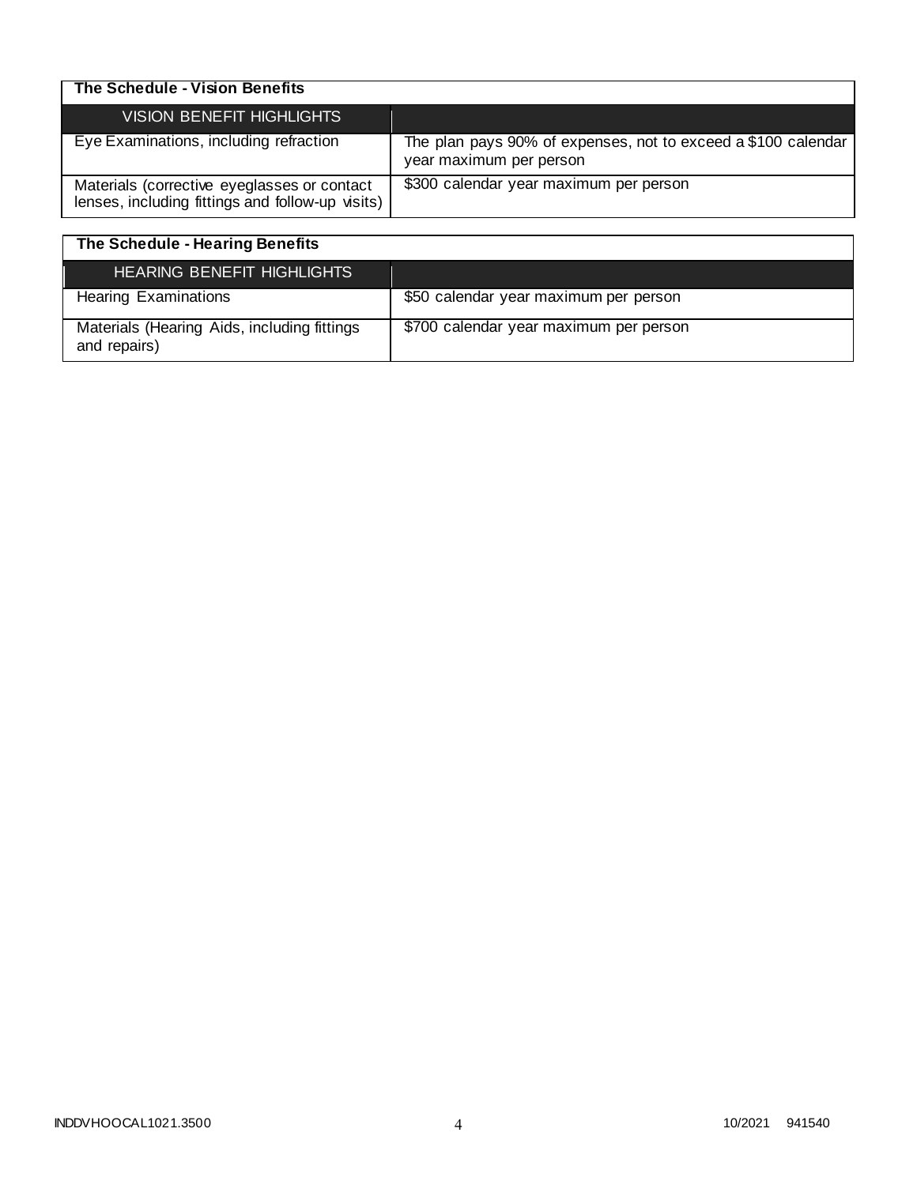| The Schedule - Vision Benefits | |
|---|---|
| VISION BENEFIT HIGHLIGHTS | |
| Eye Examinations, including refraction | The plan pays 90% of expenses, not to exceed a $100 calendar year maximum per person |
| Materials (corrective eyeglasses or contact lenses, including fittings and follow-up visits) | $300 calendar year maximum per person |

| The Schedule - Hearing Benefits | |
|---|---|
| HEARING BENEFIT HIGHLIGHTS | |
| Hearing Examinations | $50 calendar year maximum per person |
| Materials (Hearing Aids, including fittings and repairs) | $700 calendar year maximum per person |

INDDVHOOCAL1021.3500 10/2021 941540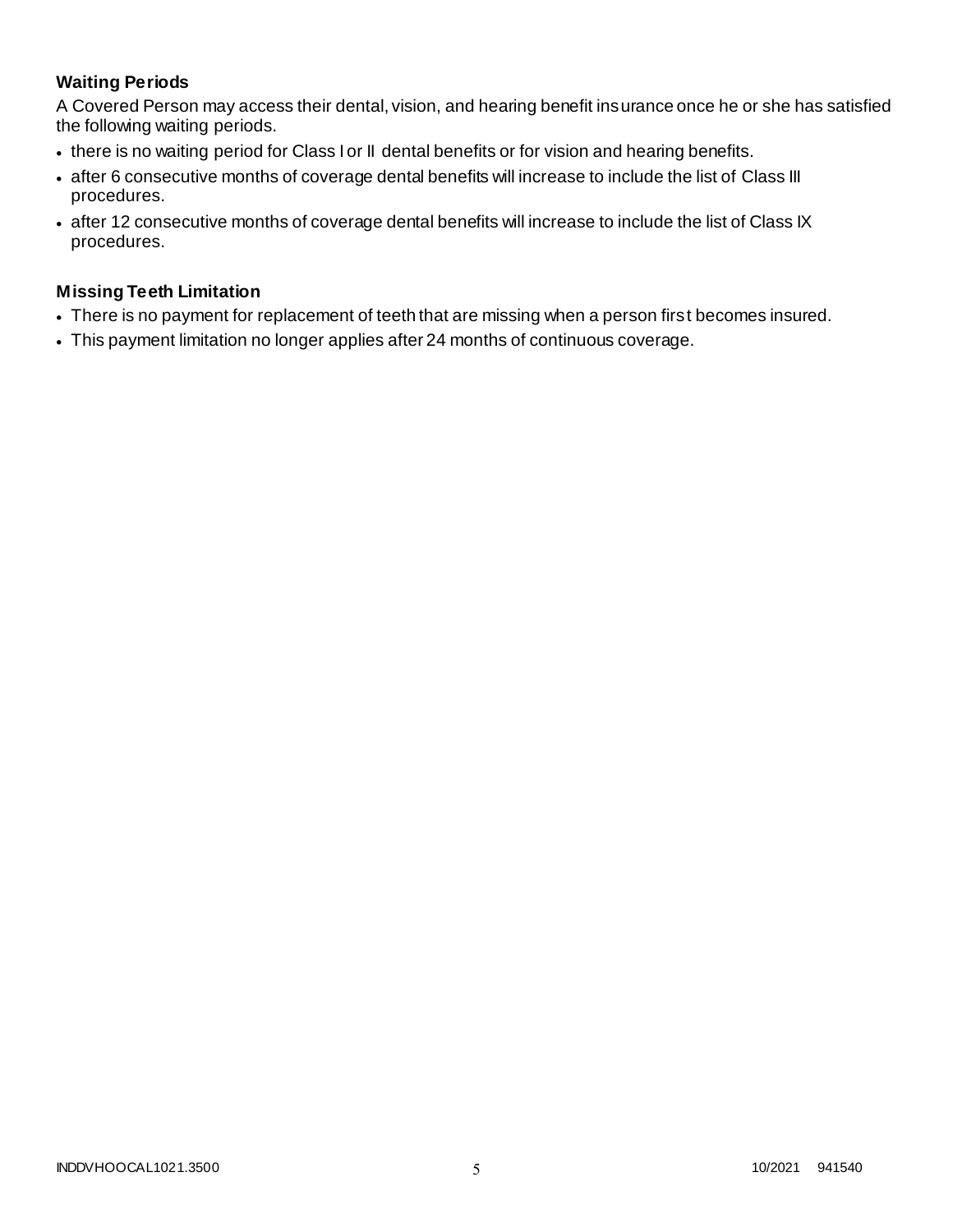### Waiting Periods

A Covered Person may access their dental, vision, and hearing benefit insurance once he or she has satisfied the following waiting periods.

- there is no waiting period for Class I or II dental benefits or for vision and hearing benefits.
- after 6 consecutive months of coverage dental benefits will increase to include the list of Class III procedures.
- after 12 consecutive months of coverage dental benefits will increase to include the list of Class IX procedures.

### Missing Teeth Limitation

- There is no payment for replacement of teeth that are missing when a person first becomes insured.
- This payment limitation no longer applies after 24 months of continuous coverage.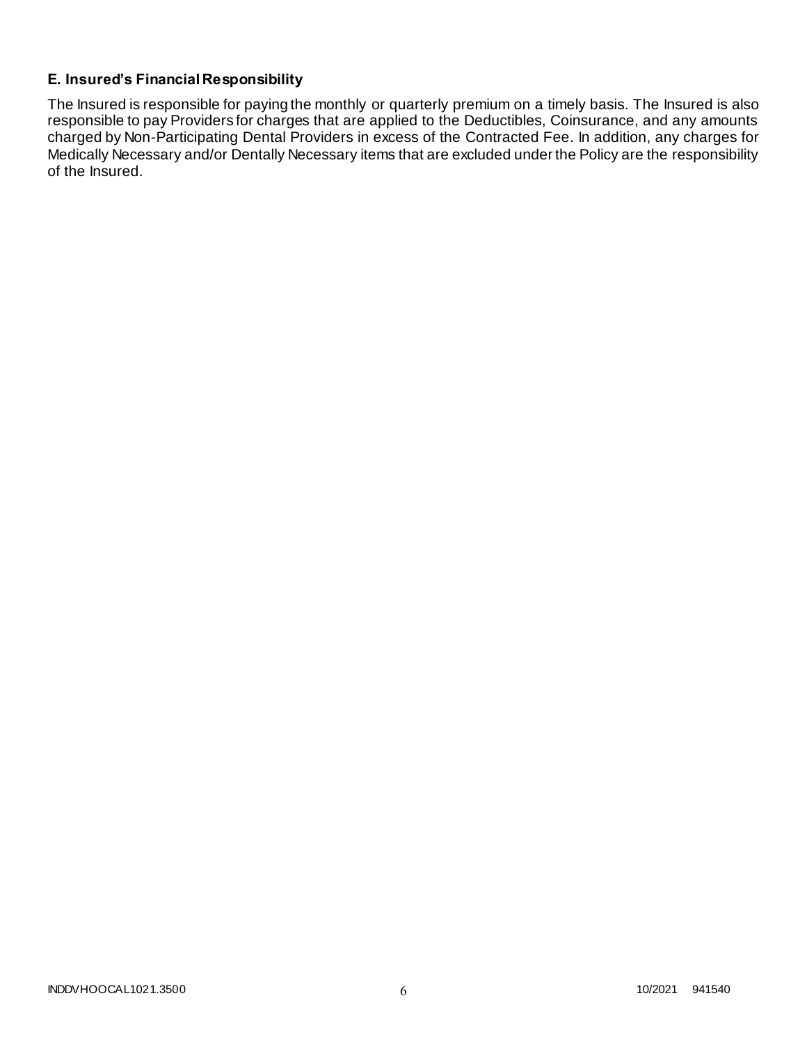### E. Insured's Financial Responsibility

The Insured is responsible for paying the monthly or quarterly premium on a timely basis. The Insured is also responsible to pay Providers for charges that are applied to the Deductibles, Coinsurance, and any amounts charged by Non-Participating Dental Providers in excess of the Contracted Fee. In addition, any charges for Medically Necessary and/or Dentally Necessary items that are excluded under the Policy are the responsibility of the Insured.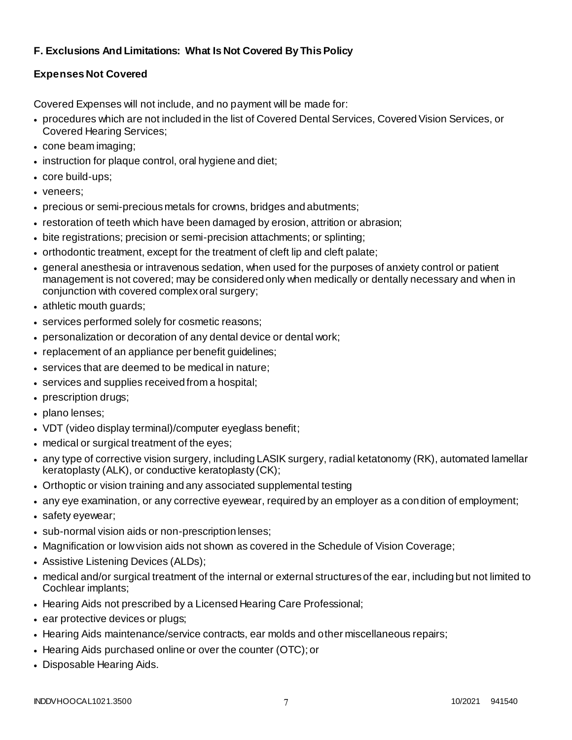## F. Exclusions And Limitations: What Is Not Covered By This Policy

### Expenses Not Covered

Covered Expenses will not include, and no payment will be made for:

- procedures which are not included in the list of Covered Dental Services, Covered Vision Services, or Covered Hearing Services;
- cone beam imaging;
- instruction for plaque control, oral hygiene and diet;
- core build-ups;
- veneers;
- precious or semi-precious metals for crowns, bridges and abutments;
- restoration of teeth which have been damaged by erosion, attrition or abrasion;
- bite registrations; precision or semi-precision attachments; or splinting;
- orthodontic treatment, except for the treatment of cleft lip and cleft palate;
- general anesthesia or intravenous sedation, when used for the purposes of anxiety control or patient management is not covered; may be considered only when medically or dentally necessary and when in conjunction with covered complex oral surgery;
- athletic mouth guards;
- services performed solely for cosmetic reasons;
- personalization or decoration of any dental device or dental work;
- replacement of an appliance per benefit guidelines;
- services that are deemed to be medical in nature;
- services and supplies received from a hospital;
- prescription drugs;
- plano lenses;
- VDT (video display terminal)/computer eyeglass benefit;
- medical or surgical treatment of the eyes;
- any type of corrective vision surgery, including LASIK surgery, radial ketatonomy (RK), automated lamellar keratoplasty (ALK), or conductive keratoplasty (CK);
- Orthoptic or vision training and any associated supplemental testing
- any eye examination, or any corrective eyewear, required by an employer as a condition of employment;
- safety eyewear;
- sub-normal vision aids or non-prescription lenses;
- Magnification or low vision aids not shown as covered in the Schedule of Vision Coverage;
- Assistive Listening Devices (ALDs);
- medical and/or surgical treatment of the internal or external structures of the ear, including but not limited to Cochlear implants;
- Hearing Aids not prescribed by a Licensed Hearing Care Professional;
- ear protective devices or plugs;
- Hearing Aids maintenance/service contracts, ear molds and other miscellaneous repairs;
- Hearing Aids purchased online or over the counter (OTC); or
- Disposable Hearing Aids.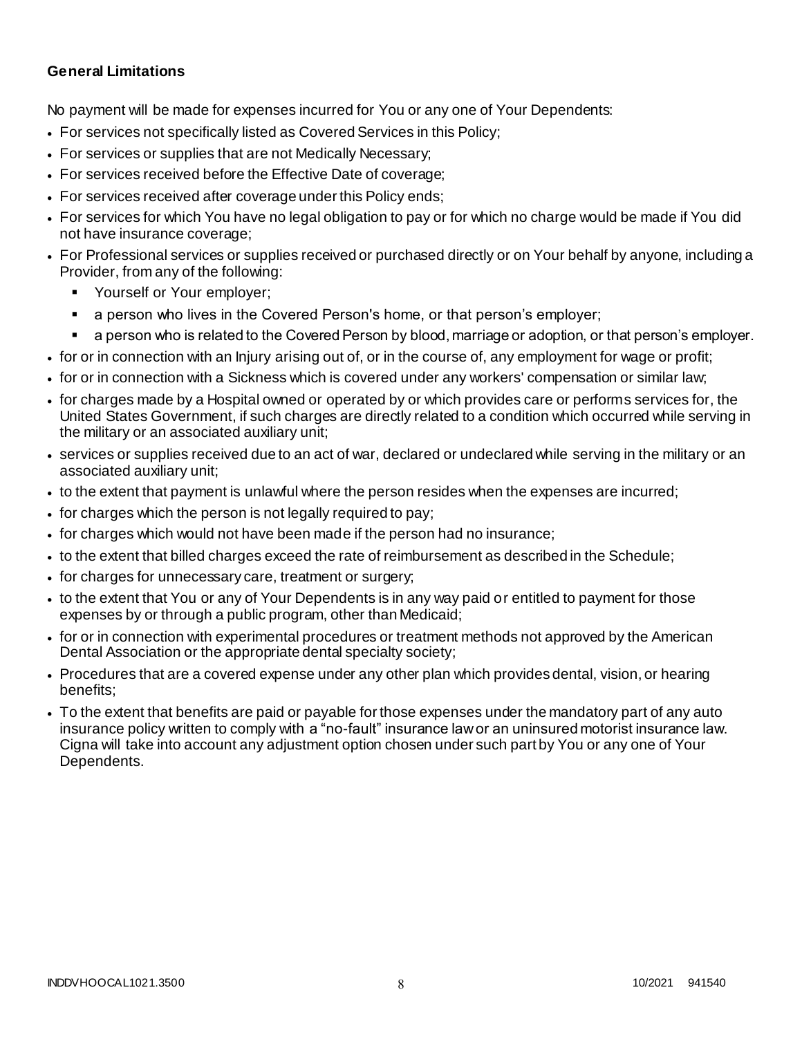**General Limitations**

No payment will be made for expenses incurred for You or any one of Your Dependents:

- For services not specifically listed as Covered Services in this Policy;
- For services or supplies that are not Medically Necessary;
- For services received before the Effective Date of coverage;
- For services received after coverage under this Policy ends;
- For services for which You have no legal obligation to pay or for which no charge would be made if You did not have insurance coverage;
- For Professional services or supplies received or purchased directly or on Your behalf by anyone, including a Provider, from any of the following:
  - Yourself or Your employer;
  - a person who lives in the Covered Person's home, or that person's employer;
  - a person who is related to the Covered Person by blood, marriage or adoption, or that person's employer.
- for or in connection with an Injury arising out of, or in the course of, any employment for wage or profit;
- for or in connection with a Sickness which is covered under any workers' compensation or similar law;
- for charges made by a Hospital owned or operated by or which provides care or performs services for, the United States Government, if such charges are directly related to a condition which occurred while serving in the military or an associated auxiliary unit;
- services or supplies received due to an act of war, declared or undeclared while serving in the military or an associated auxiliary unit;
- to the extent that payment is unlawful where the person resides when the expenses are incurred;
- for charges which the person is not legally required to pay;
- for charges which would not have been made if the person had no insurance;
- to the extent that billed charges exceed the rate of reimbursement as described in the Schedule;
- for charges for unnecessary care, treatment or surgery;
- to the extent that You or any of Your Dependents is in any way paid or entitled to payment for those expenses by or through a public program, other than Medicaid;
- for or in connection with experimental procedures or treatment methods not approved by the American Dental Association or the appropriate dental specialty society;
- Procedures that are a covered expense under any other plan which provides dental, vision, or hearing benefits;
- To the extent that benefits are paid or payable for those expenses under the mandatory part of any auto insurance policy written to comply with a "no-fault" insurance law or an uninsured motorist insurance law. Cigna will take into account any adjustment option chosen under such part by You or any one of Your Dependents.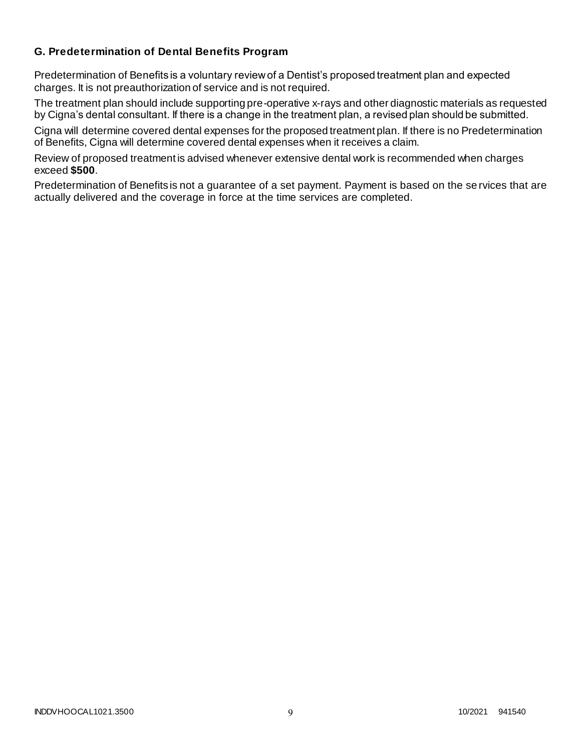### G. Predetermination of Dental Benefits Program

Predetermination of Benefits is a voluntary review of a Dentist's proposed treatment plan and expected charges. It is not preauthorization of service and is not required.

The treatment plan should include supporting pre-operative x-rays and other diagnostic materials as requested by Cigna's dental consultant. If there is a change in the treatment plan, a revised plan should be submitted.

Cigna will determine covered dental expenses for the proposed treatment plan. If there is no Predetermination of Benefits, Cigna will determine covered dental expenses when it receives a claim.

Review of proposed treatment is advised whenever extensive dental work is recommended when charges exceed **$500**.

Predetermination of Benefits is not a guarantee of a set payment. Payment is based on the services that are actually delivered and the coverage in force at the time services are completed.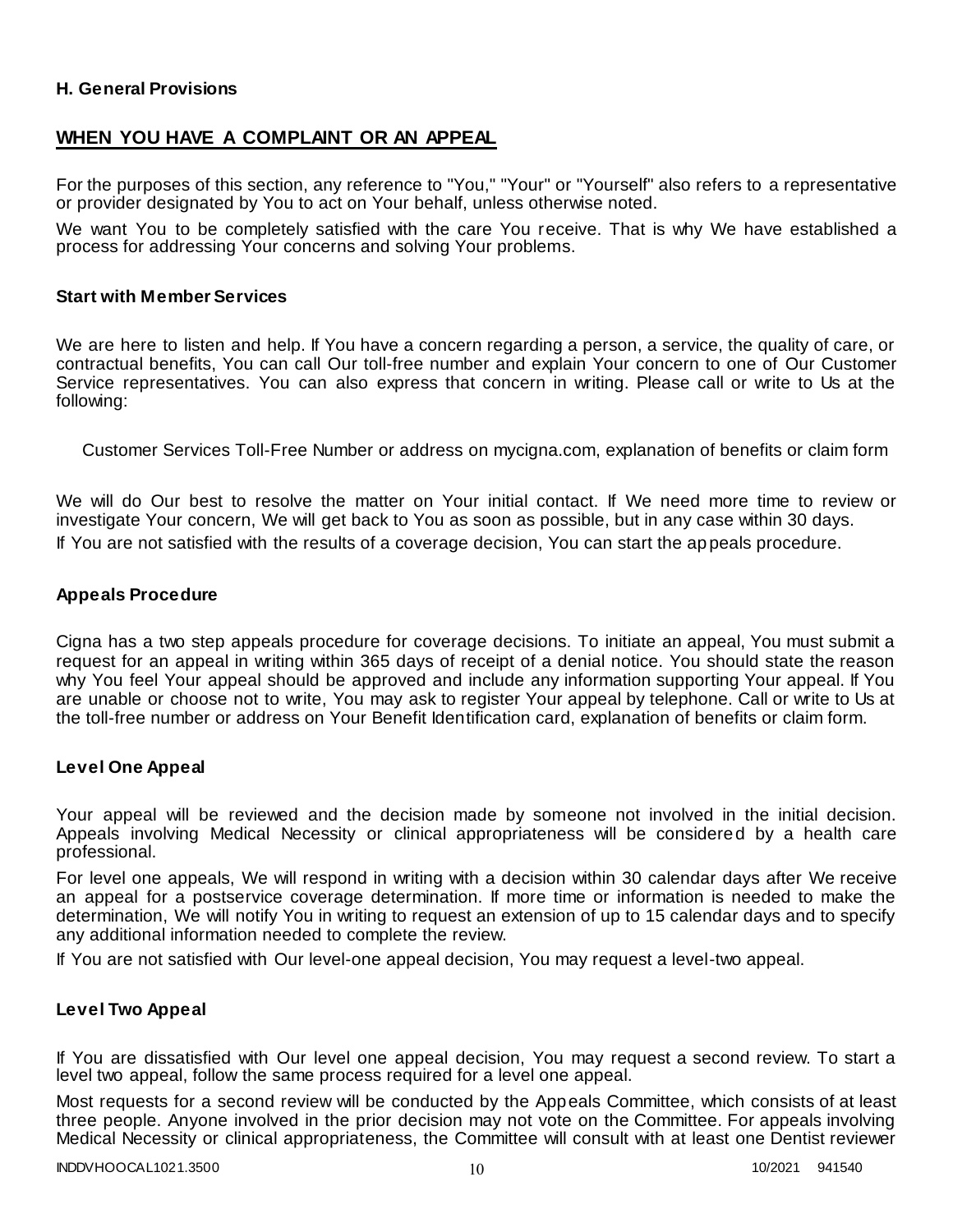### H. General Provisions

## WHEN YOU HAVE A COMPLAINT OR AN APPEAL

For the purposes of this section, any reference to "You," "Your" or "Yourself" also refers to a representative or provider designated by You to act on Your behalf, unless otherwise noted.

We want You to be completely satisfied with the care You receive. That is why We have established a process for addressing Your concerns and solving Your problems.

### Start with Member Services

We are here to listen and help. If You have a concern regarding a person, a service, the quality of care, or contractual benefits, You can call Our toll-free number and explain Your concern to one of Our Customer Service representatives. You can also express that concern in writing. Please call or write to Us at the following:

Customer Services Toll-Free Number or address on mycigna.com, explanation of benefits or claim form

We will do Our best to resolve the matter on Your initial contact. If We need more time to review or investigate Your concern, We will get back to You as soon as possible, but in any case within 30 days.

If You are not satisfied with the results of a coverage decision, You can start the appeals procedure.

### Appeals Procedure

Cigna has a two step appeals procedure for coverage decisions. To initiate an appeal, You must submit a request for an appeal in writing within 365 days of receipt of a denial notice. You should state the reason why You feel Your appeal should be approved and include any information supporting Your appeal. If You are unable or choose not to write, You may ask to register Your appeal by telephone. Call or write to Us at the toll-free number or address on Your Benefit Identification card, explanation of benefits or claim form.

### Level One Appeal

Your appeal will be reviewed and the decision made by someone not involved in the initial decision. Appeals involving Medical Necessity or clinical appropriateness will be considered by a health care professional.

For level one appeals, We will respond in writing with a decision within 30 calendar days after We receive an appeal for a postservice coverage determination. If more time or information is needed to make the determination, We will notify You in writing to request an extension of up to 15 calendar days and to specify any additional information needed to complete the review.

If You are not satisfied with Our level-one appeal decision, You may request a level-two appeal.

### Level Two Appeal

If You are dissatisfied with Our level one appeal decision, You may request a second review. To start a level two appeal, follow the same process required for a level one appeal.

Most requests for a second review will be conducted by the Appeals Committee, which consists of at least three people. Anyone involved in the prior decision may not vote on the Committee. For appeals involving Medical Necessity or clinical appropriateness, the Committee will consult with at least one Dentist reviewer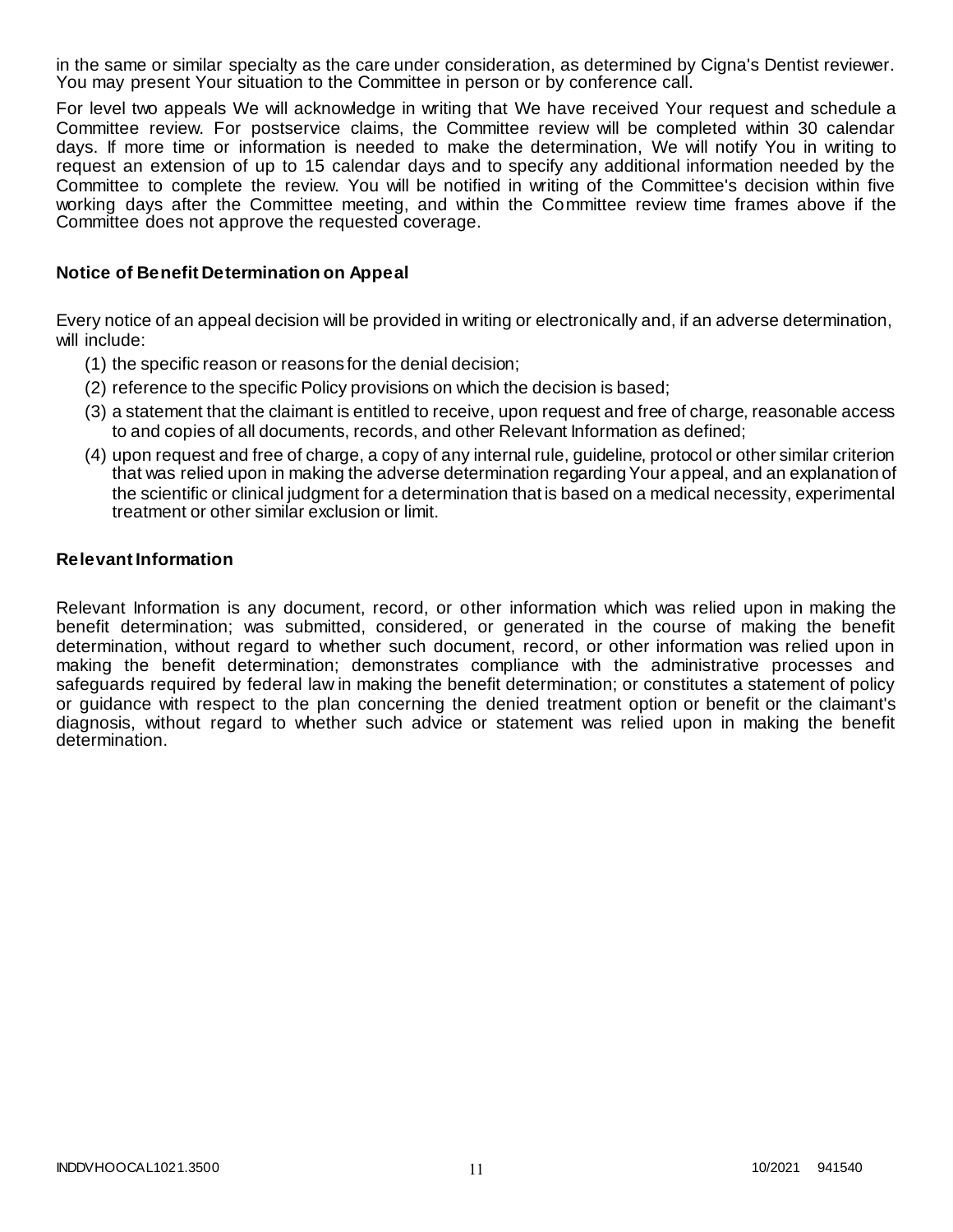in the same or similar specialty as the care under consideration, as determined by Cigna's Dentist reviewer. You may present Your situation to the Committee in person or by conference call.

For level two appeals We will acknowledge in writing that We have received Your request and schedule a Committee review. For postservice claims, the Committee review will be completed within 30 calendar days. If more time or information is needed to make the determination, We will notify You in writing to request an extension of up to 15 calendar days and to specify any additional information needed by the Committee to complete the review. You will be notified in writing of the Committee's decision within five working days after the Committee meeting, and within the Committee review time frames above if the Committee does not approve the requested coverage.

### Notice of Benefit Determination on Appeal

Every notice of an appeal decision will be provided in writing or electronically and, if an adverse determination, will include:

(1) the specific reason or reasons for the denial decision;

(2) reference to the specific Policy provisions on which the decision is based;

(3) a statement that the claimant is entitled to receive, upon request and free of charge, reasonable access to and copies of all documents, records, and other Relevant Information as defined;

(4) upon request and free of charge, a copy of any internal rule, guideline, protocol or other similar criterion that was relied upon in making the adverse determination regarding Your appeal, and an explanation of the scientific or clinical judgment for a determination that is based on a medical necessity, experimental treatment or other similar exclusion or limit.

### Relevant Information

Relevant Information is any document, record, or other information which was relied upon in making the benefit determination; was submitted, considered, or generated in the course of making the benefit determination, without regard to whether such document, record, or other information was relied upon in making the benefit determination; demonstrates compliance with the administrative processes and safeguards required by federal law in making the benefit determination; or constitutes a statement of policy or guidance with respect to the plan concerning the denied treatment option or benefit or the claimant's diagnosis, without regard to whether such advice or statement was relied upon in making the benefit determination.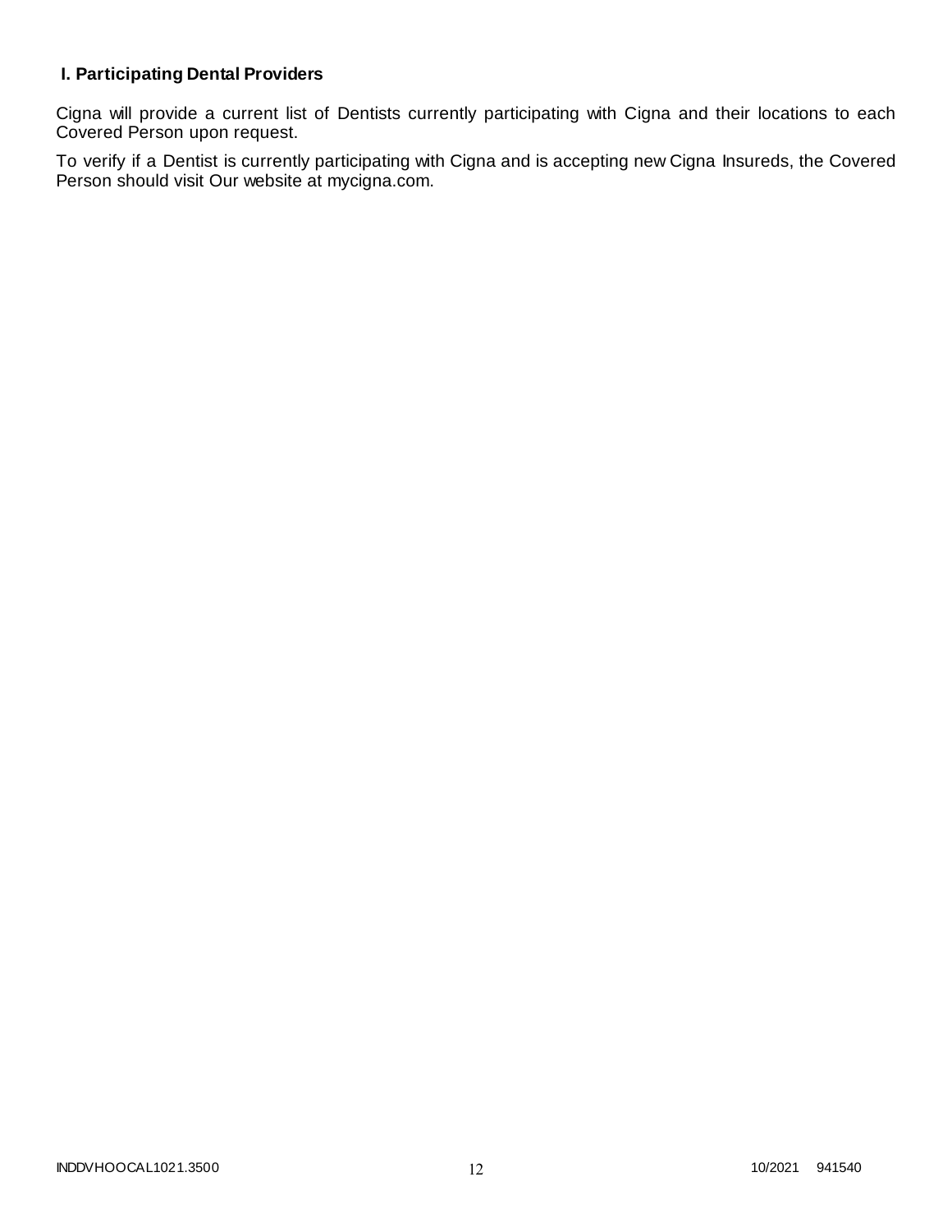### I. Participating Dental Providers

Cigna will provide a current list of Dentists currently participating with Cigna and their locations to each Covered Person upon request.

To verify if a Dentist is currently participating with Cigna and is accepting new Cigna Insureds, the Covered Person should visit Our website at mycigna.com.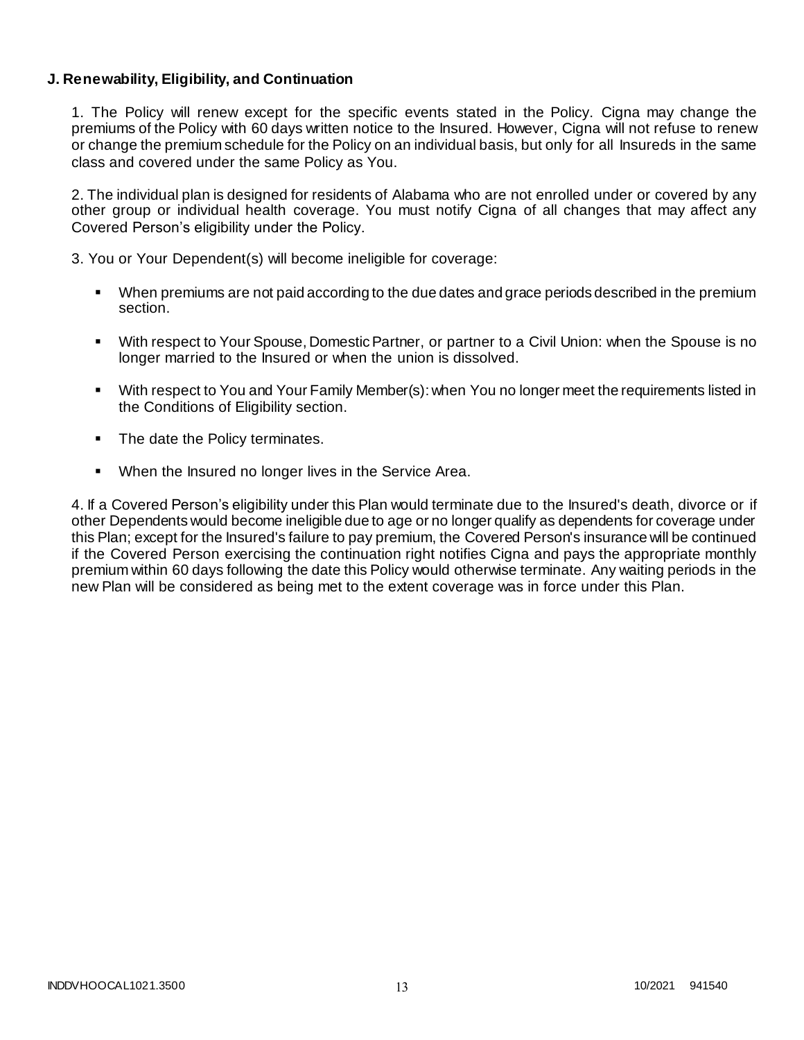**J. Renewability, Eligibility, and Continuation**

1. The Policy will renew except for the specific events stated in the Policy. Cigna may change the premiums of the Policy with 60 days written notice to the Insured. However, Cigna will not refuse to renew or change the premium schedule for the Policy on an individual basis, but only for all Insureds in the same class and covered under the same Policy as You.

2. The individual plan is designed for residents of Alabama who are not enrolled under or covered by any other group or individual health coverage. You must notify Cigna of all changes that may affect any Covered Person's eligibility under the Policy.

3. You or Your Dependent(s) will become ineligible for coverage:

- When premiums are not paid according to the due dates and grace periods described in the premium section.
- With respect to Your Spouse, Domestic Partner, or partner to a Civil Union: when the Spouse is no longer married to the Insured or when the union is dissolved.
- With respect to You and Your Family Member(s): when You no longer meet the requirements listed in the Conditions of Eligibility section.
- The date the Policy terminates.
- When the Insured no longer lives in the Service Area.

4. If a Covered Person's eligibility under this Plan would terminate due to the Insured's death, divorce or if other Dependents would become ineligible due to age or no longer qualify as dependents for coverage under this Plan; except for the Insured's failure to pay premium, the Covered Person's insurance will be continued if the Covered Person exercising the continuation right notifies Cigna and pays the appropriate monthly premium within 60 days following the date this Policy would otherwise terminate. Any waiting periods in the new Plan will be considered as being met to the extent coverage was in force under this Plan.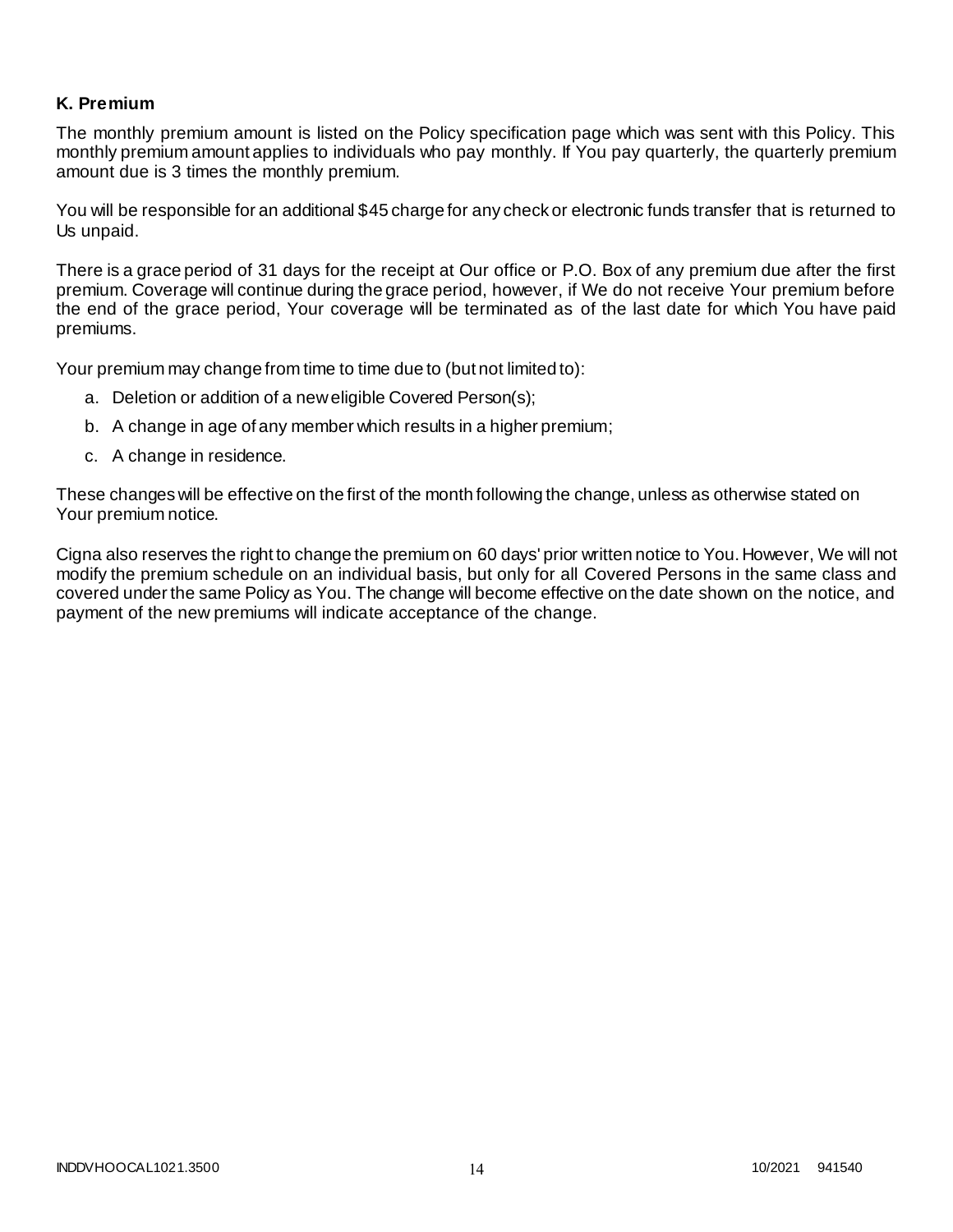### K. Premium

The monthly premium amount is listed on the Policy specification page which was sent with this Policy. This monthly premium amount applies to individuals who pay monthly. If You pay quarterly, the quarterly premium amount due is 3 times the monthly premium.

You will be responsible for an additional $45 charge for any check or electronic funds transfer that is returned to Us unpaid.

There is a grace period of 31 days for the receipt at Our office or P.O. Box of any premium due after the first premium. Coverage will continue during the grace period, however, if We do not receive Your premium before the end of the grace period, Your coverage will be terminated as of the last date for which You have paid premiums.

Your premium may change from time to time due to (but not limited to):

a. Deletion or addition of a new eligible Covered Person(s);
b. A change in age of any member which results in a higher premium;
c. A change in residence.

These changes will be effective on the first of the month following the change, unless as otherwise stated on Your premium notice.

Cigna also reserves the right to change the premium on 60 days' prior written notice to You. However, We will not modify the premium schedule on an individual basis, but only for all Covered Persons in the same class and covered under the same Policy as You. The change will become effective on the date shown on the notice, and payment of the new premiums will indicate acceptance of the change.